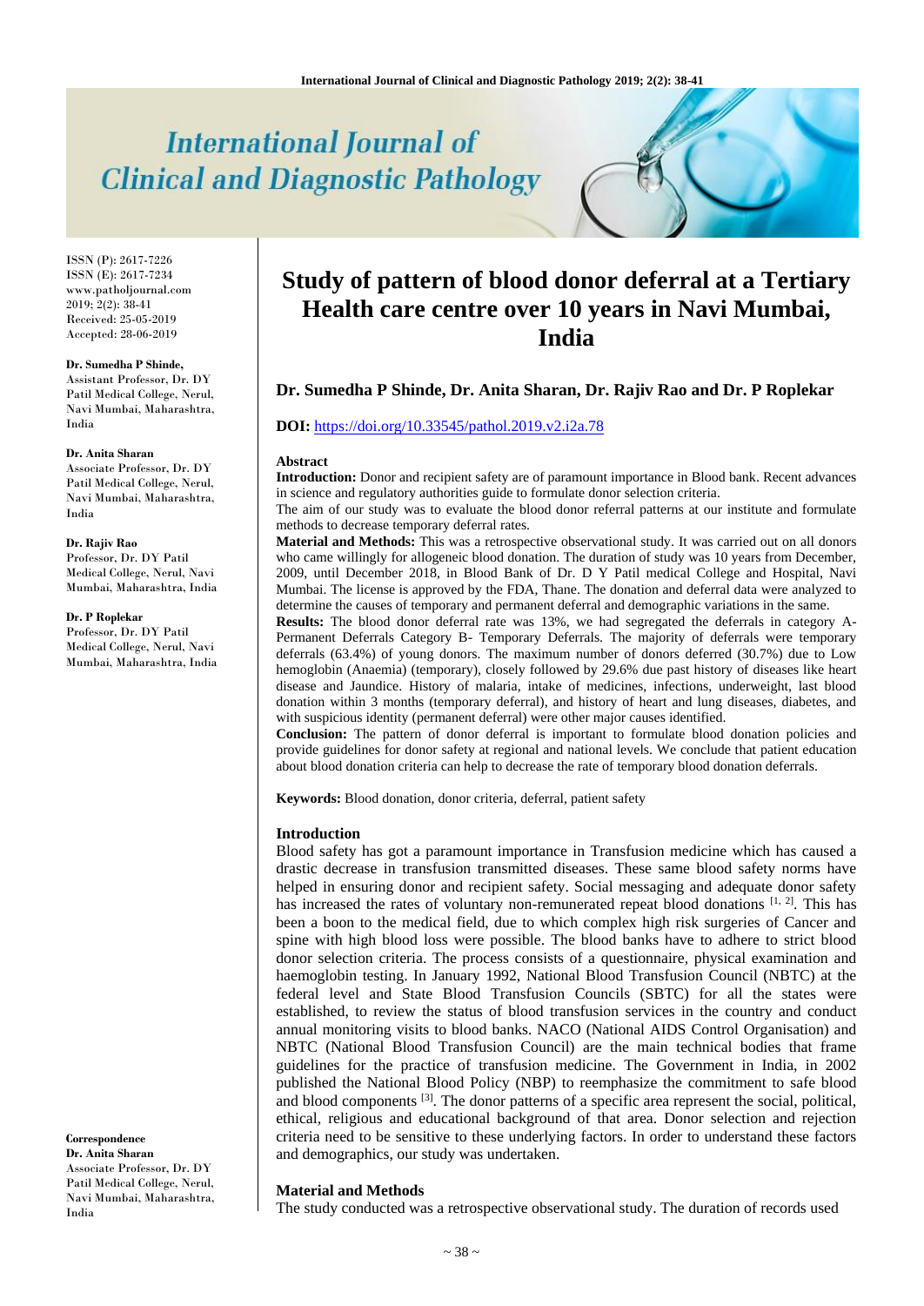# International Journal of Clinical and Diagnostic Pathology

ISSN (P): 2617-7226
ISSN (E): 2617-7234
www.patholjournal.com
2019; 2(2): 38-41
Received: 25-05-2019
Accepted: 28-06-2019

**Dr. Sumedha P Shinde,**
Assistant Professor, Dr. DY Patil Medical College, Nerul, Navi Mumbai, Maharashtra, India

**Dr. Anita Sharan**
Associate Professor, Dr. DY Patil Medical College, Nerul, Navi Mumbai, Maharashtra, India

**Dr. Rajiv Rao**
Professor, Dr. DY Patil Medical College, Nerul, Navi Mumbai, Maharashtra, India

**Dr. P Roplekar**
Professor, Dr. DY Patil Medical College, Nerul, Navi Mumbai, Maharashtra, India

**Correspondence**
**Dr. Anita Sharan**
Associate Professor, Dr. DY Patil Medical College, Nerul, Navi Mumbai, Maharashtra, India

# Study of pattern of blood donor deferral at a Tertiary Health care centre over 10 years in Navi Mumbai, India

**Dr. Sumedha P Shinde, Dr. Anita Sharan, Dr. Rajiv Rao and Dr. P Roplekar**

**DOI:** https://doi.org/10.33545/pathol.2019.v2.i2a.78

### Abstract

**Introduction:** Donor and recipient safety are of paramount importance in Blood bank. Recent advances in science and regulatory authorities guide to formulate donor selection criteria.

The aim of our study was to evaluate the blood donor referral patterns at our institute and formulate methods to decrease temporary deferral rates.

**Material and Methods:** This was a retrospective observational study. It was carried out on all donors who came willingly for allogeneic blood donation. The duration of study was 10 years from December, 2009, until December 2018, in Blood Bank of Dr. D Y Patil medical College and Hospital, Navi Mumbai. The license is approved by the FDA, Thane. The donation and deferral data were analyzed to determine the causes of temporary and permanent deferral and demographic variations in the same.

**Results:** The blood donor deferral rate was 13%, we had segregated the deferrals in category A- Permanent Deferrals Category B- Temporary Deferrals. The majority of deferrals were temporary deferrals (63.4%) of young donors. The maximum number of donors deferred (30.7%) due to Low hemoglobin (Anaemia) (temporary), closely followed by 29.6% due past history of diseases like heart disease and Jaundice. History of malaria, intake of medicines, infections, underweight, last blood donation within 3 months (temporary deferral), and history of heart and lung diseases, diabetes, and with suspicious identity (permanent deferral) were other major causes identified.

**Conclusion:** The pattern of donor deferral is important to formulate blood donation policies and provide guidelines for donor safety at regional and national levels. We conclude that patient education about blood donation criteria can help to decrease the rate of temporary blood donation deferrals.

**Keywords:** Blood donation, donor criteria, deferral, patient safety

## Introduction

Blood safety has got a paramount importance in Transfusion medicine which has caused a drastic decrease in transfusion transmitted diseases. These same blood safety norms have helped in ensuring donor and recipient safety. Social messaging and adequate donor safety has increased the rates of voluntary non-remunerated repeat blood donations [1, 2]. This has been a boon to the medical field, due to which complex high risk surgeries of Cancer and spine with high blood loss were possible. The blood banks have to adhere to strict blood donor selection criteria. The process consists of a questionnaire, physical examination and haemoglobin testing. In January 1992, National Blood Transfusion Council (NBTC) at the federal level and State Blood Transfusion Councils (SBTC) for all the states were established, to review the status of blood transfusion services in the country and conduct annual monitoring visits to blood banks. NACO (National AIDS Control Organisation) and NBTC (National Blood Transfusion Council) are the main technical bodies that frame guidelines for the practice of transfusion medicine. The Government in India, in 2002 published the National Blood Policy (NBP) to reemphasize the commitment to safe blood and blood components [3]. The donor patterns of a specific area represent the social, political, ethical, religious and educational background of that area. Donor selection and rejection criteria need to be sensitive to these underlying factors. In order to understand these factors and demographics, our study was undertaken.

## Material and Methods

The study conducted was a retrospective observational study. The duration of records used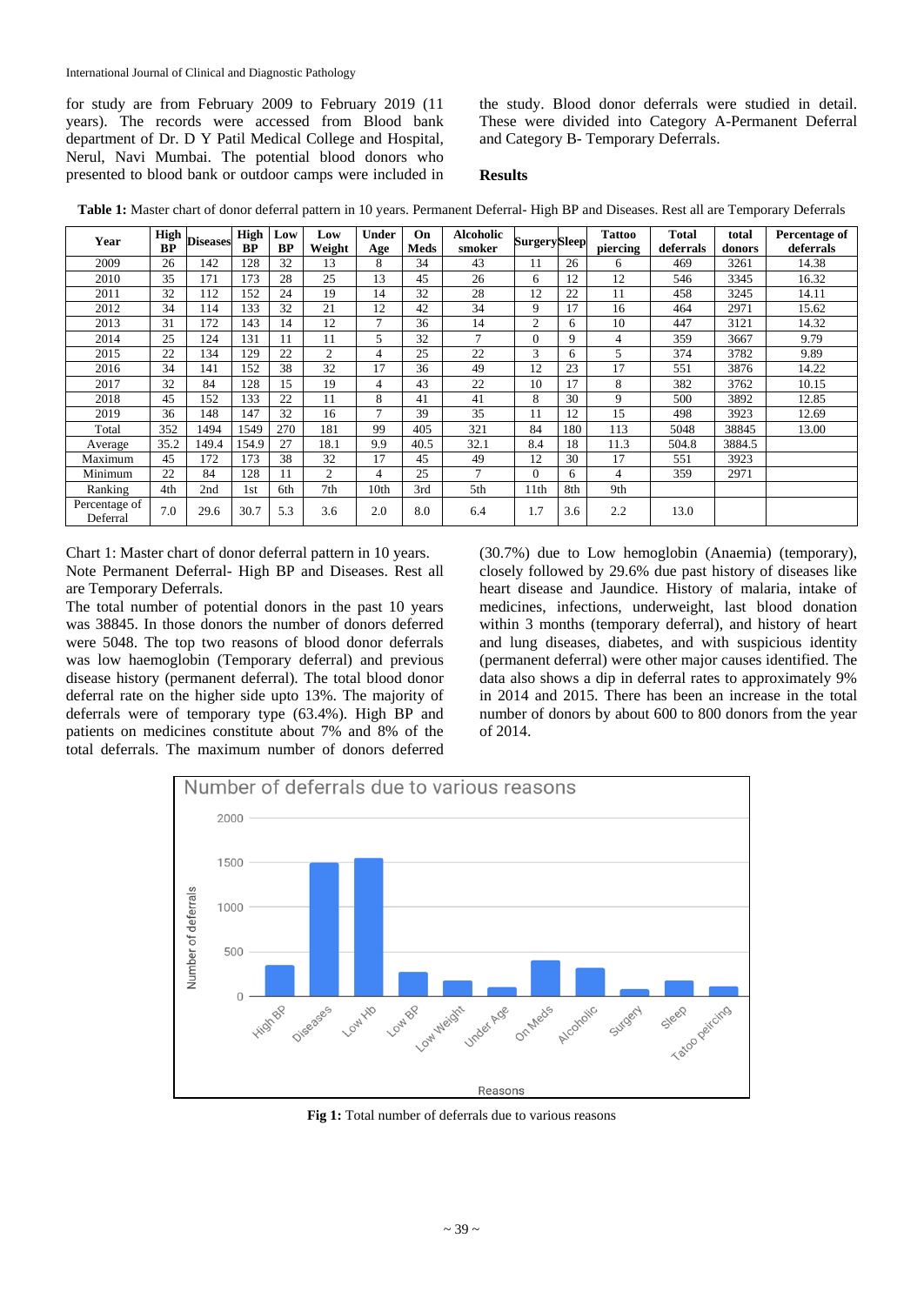for study are from February 2009 to February 2019 (11 years). The records were accessed from Blood bank department of Dr. D Y Patil Medical College and Hospital, Nerul, Navi Mumbai. The potential blood donors who presented to blood bank or outdoor camps were included in the study. Blood donor deferrals were studied in detail. These were divided into Category A-Permanent Deferral and Category B- Temporary Deferrals.

## Results

**Table 1:** Master chart of donor deferral pattern in 10 years. Permanent Deferral- High BP and Diseases. Rest all are Temporary Deferrals

| Year | High BP | Diseases | High BP | Low BP | Low Weight | Under Age | On Meds | Alcoholic smoker | Surgery | Sleep | Tattoo piercing | Total deferrals | total donors | Percentage of deferrals |
|---|---|---|---|---|---|---|---|---|---|---|---|---|---|---|
| 2009 | 26 | 142 | 128 | 32 | 13 | 8 | 34 | 43 | 11 | 26 | 6 | 469 | 3261 | 14.38 |
| 2010 | 35 | 171 | 173 | 28 | 25 | 13 | 45 | 26 | 6 | 12 | 12 | 546 | 3345 | 16.32 |
| 2011 | 32 | 112 | 152 | 24 | 19 | 14 | 32 | 28 | 12 | 22 | 11 | 458 | 3245 | 14.11 |
| 2012 | 34 | 114 | 133 | 32 | 21 | 12 | 42 | 34 | 9 | 17 | 16 | 464 | 2971 | 15.62 |
| 2013 | 31 | 172 | 143 | 14 | 12 | 7 | 36 | 14 | 2 | 6 | 10 | 447 | 3121 | 14.32 |
| 2014 | 25 | 124 | 131 | 11 | 11 | 5 | 32 | 7 | 0 | 9 | 4 | 359 | 3667 | 9.79 |
| 2015 | 22 | 134 | 129 | 22 | 2 | 4 | 25 | 22 | 3 | 6 | 5 | 374 | 3782 | 9.89 |
| 2016 | 34 | 141 | 152 | 38 | 32 | 17 | 36 | 49 | 12 | 23 | 17 | 551 | 3876 | 14.22 |
| 2017 | 32 | 84 | 128 | 15 | 19 | 4 | 43 | 22 | 10 | 17 | 8 | 382 | 3762 | 10.15 |
| 2018 | 45 | 152 | 133 | 22 | 11 | 8 | 41 | 41 | 8 | 30 | 9 | 500 | 3892 | 12.85 |
| 2019 | 36 | 148 | 147 | 32 | 16 | 7 | 39 | 35 | 11 | 12 | 15 | 498 | 3923 | 12.69 |
| Total | 352 | 1494 | 1549 | 270 | 181 | 99 | 405 | 321 | 84 | 180 | 113 | 5048 | 38845 | 13.00 |
| Average | 35.2 | 149.4 | 154.9 | 27 | 18.1 | 9.9 | 40.5 | 32.1 | 8.4 | 18 | 11.3 | 504.8 | 3884.5 | |
| Maximum | 45 | 172 | 173 | 38 | 32 | 17 | 45 | 49 | 12 | 30 | 17 | 551 | 3923 | |
| Minimum | 22 | 84 | 128 | 11 | 2 | 4 | 25 | 7 | 0 | 6 | 4 | 359 | 2971 | |
| Ranking | 4th | 2nd | 1st | 6th | 7th | 10th | 3rd | 5th | 11th | 8th | 9th | | | |
| Percentage of Deferral | 7.0 | 29.6 | 30.7 | 5.3 | 3.6 | 2.0 | 8.0 | 6.4 | 1.7 | 3.6 | 2.2 | 13.0 | | |

Chart 1: Master chart of donor deferral pattern in 10 years. Note Permanent Deferral- High BP and Diseases. Rest all are Temporary Deferrals.

The total number of potential donors in the past 10 years was 38845. In those donors the number of donors deferred were 5048. The top two reasons of blood donor deferrals was low haemoglobin (Temporary deferral) and previous disease history (permanent deferral). The total blood donor deferral rate on the higher side upto 13%. The majority of deferrals were of temporary type (63.4%). High BP and patients on medicines constitute about 7% and 8% of the total deferrals. The maximum number of donors deferred (30.7%) due to Low hemoglobin (Anaemia) (temporary), closely followed by 29.6% due past history of diseases like heart disease and Jaundice. History of malaria, intake of medicines, infections, underweight, last blood donation within 3 months (temporary deferral), and history of heart and lung diseases, diabetes, and with suspicious identity (permanent deferral) were other major causes identified. The data also shows a dip in deferral rates to approximately 9% in 2014 and 2015. There has been an increase in the total number of donors by about 600 to 800 donors from the year of 2014.

**Fig 1:** Total number of deferrals due to various reasons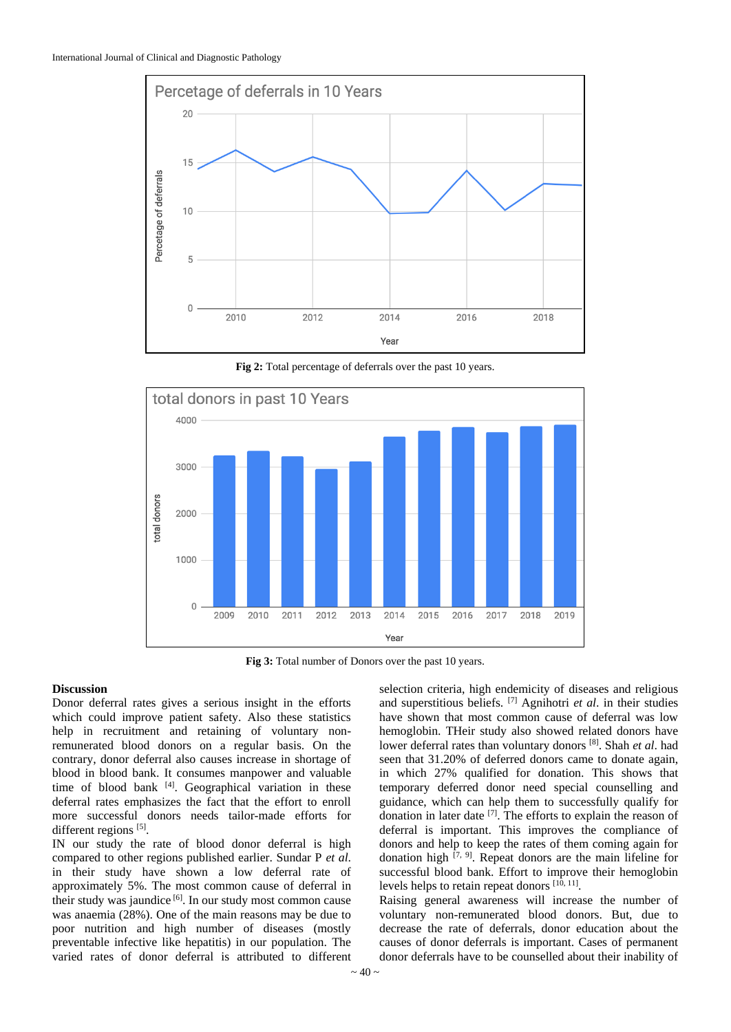Fig 2: Total percentage of deferrals over the past 10 years.

Fig 3: Total number of Donors over the past 10 years.

**Discussion**

Donor deferral rates gives a serious insight in the efforts which could improve patient safety. Also these statistics help in recruitment and retaining of voluntary non-remunerated blood donors on a regular basis. On the contrary, donor deferral also causes increase in shortage of blood in blood bank. It consumes manpower and valuable time of blood bank [4]. Geographical variation in these deferral rates emphasizes the fact that the effort to enroll more successful donors needs tailor-made efforts for different regions [5].

IN our study the rate of blood donor deferral is high compared to other regions published earlier. Sundar P *et al.* in their study have shown a low deferral rate of approximately 5%. The most common cause of deferral in their study was jaundice [6]. In our study most common cause was anaemia (28%). One of the main reasons may be due to poor nutrition and high number of diseases (mostly preventable infective like hepatitis) in our population. The varied rates of donor deferral is attributed to different selection criteria, high endemicity of diseases and religious and superstitious beliefs. [7] Agnihotri *et al.* in their studies have shown that most common cause of deferral was low hemoglobin. THeir study also showed related donors have lower deferral rates than voluntary donors [8]. Shah *et al.* had seen that 31.20% of deferred donors came to donate again, in which 27% qualified for donation. This shows that temporary deferred donor need special counselling and guidance, which can help them to successfully qualify for donation in later date [7]. The efforts to explain the reason of deferral is important. This improves the compliance of donors and help to keep the rates of them coming again for donation high [7, 9]. Repeat donors are the main lifeline for successful blood bank. Effort to improve their hemoglobin levels helps to retain repeat donors [10, 11].

Raising general awareness will increase the number of voluntary non-remunerated blood donors. But, due to decrease the rate of deferrals, donor education about the causes of donor deferrals is important. Cases of permanent donor deferrals have to be counselled about their inability of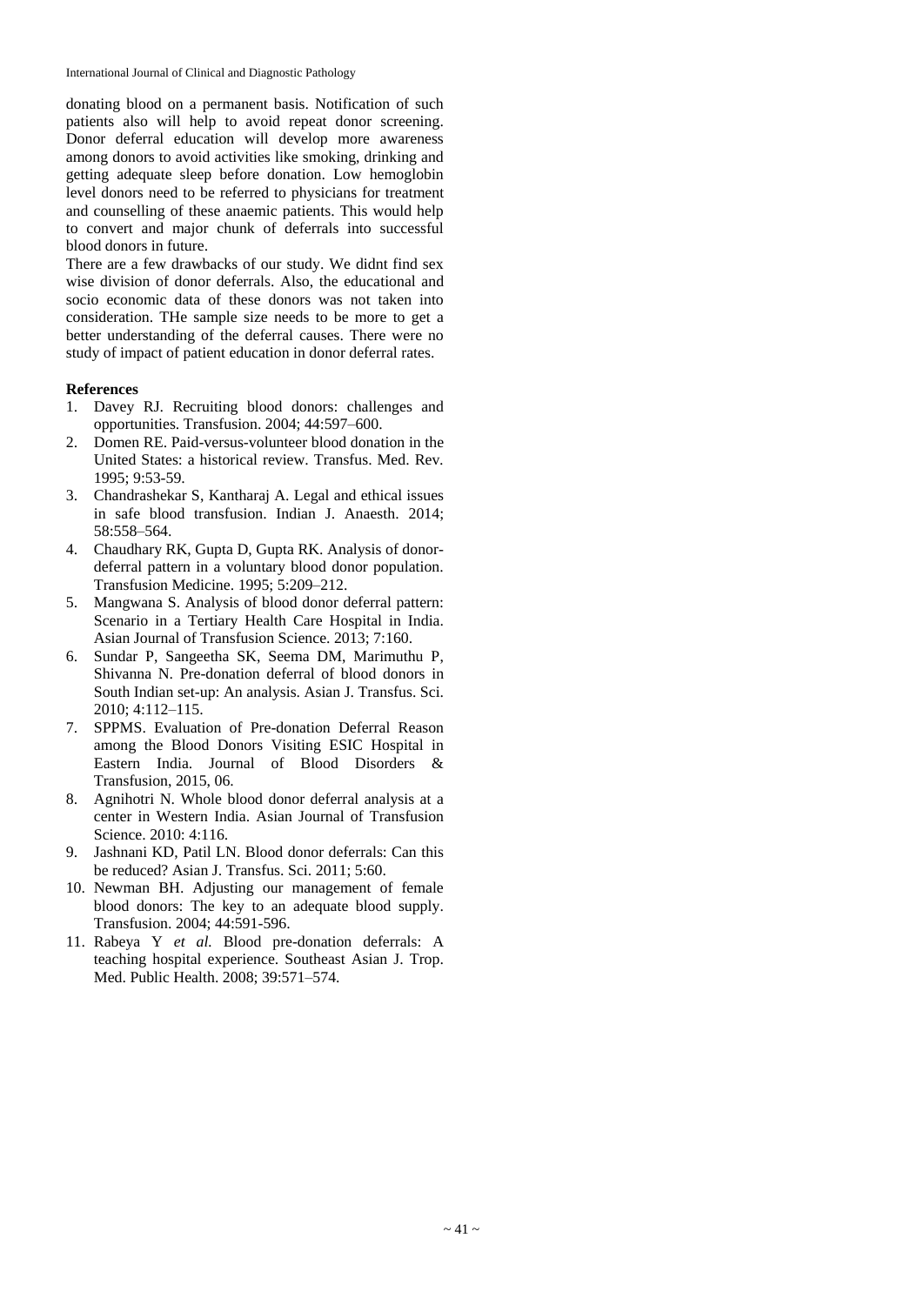donating blood on a permanent basis. Notification of such patients also will help to avoid repeat donor screening. Donor deferral education will develop more awareness among donors to avoid activities like smoking, drinking and getting adequate sleep before donation. Low hemoglobin level donors need to be referred to physicians for treatment and counselling of these anaemic patients. This would help to convert and major chunk of deferrals into successful blood donors in future.

There are a few drawbacks of our study. We didnt find sex wise division of donor deferrals. Also, the educational and socio economic data of these donors was not taken into consideration. THe sample size needs to be more to get a better understanding of the deferral causes. There were no study of impact of patient education in donor deferral rates.

**References**

1. Davey RJ. Recruiting blood donors: challenges and opportunities. Transfusion. 2004; 44:597–600.
2. Domen RE. Paid-versus-volunteer blood donation in the United States: a historical review. Transfus. Med. Rev. 1995; 9:53-59.
3. Chandrashekar S, Kantharaj A. Legal and ethical issues in safe blood transfusion. Indian J. Anaesth. 2014; 58:558–564.
4. Chaudhary RK, Gupta D, Gupta RK. Analysis of donor-deferral pattern in a voluntary blood donor population. Transfusion Medicine. 1995; 5:209–212.
5. Mangwana S. Analysis of blood donor deferral pattern: Scenario in a Tertiary Health Care Hospital in India. Asian Journal of Transfusion Science. 2013; 7:160.
6. Sundar P, Sangeetha SK, Seema DM, Marimuthu P, Shivanna N. Pre-donation deferral of blood donors in South Indian set-up: An analysis. Asian J. Transfus. Sci. 2010; 4:112–115.
7. SPPMS. Evaluation of Pre-donation Deferral Reason among the Blood Donors Visiting ESIC Hospital in Eastern India. Journal of Blood Disorders & Transfusion, 2015, 06.
8. Agnihotri N. Whole blood donor deferral analysis at a center in Western India. Asian Journal of Transfusion Science. 2010: 4:116.
9. Jashnani KD, Patil LN. Blood donor deferrals: Can this be reduced? Asian J. Transfus. Sci. 2011; 5:60.
10. Newman BH. Adjusting our management of female blood donors: The key to an adequate blood supply. Transfusion. 2004; 44:591-596.
11. Rabeya Y *et al.* Blood pre-donation deferrals: A teaching hospital experience. Southeast Asian J. Trop. Med. Public Health. 2008; 39:571–574.